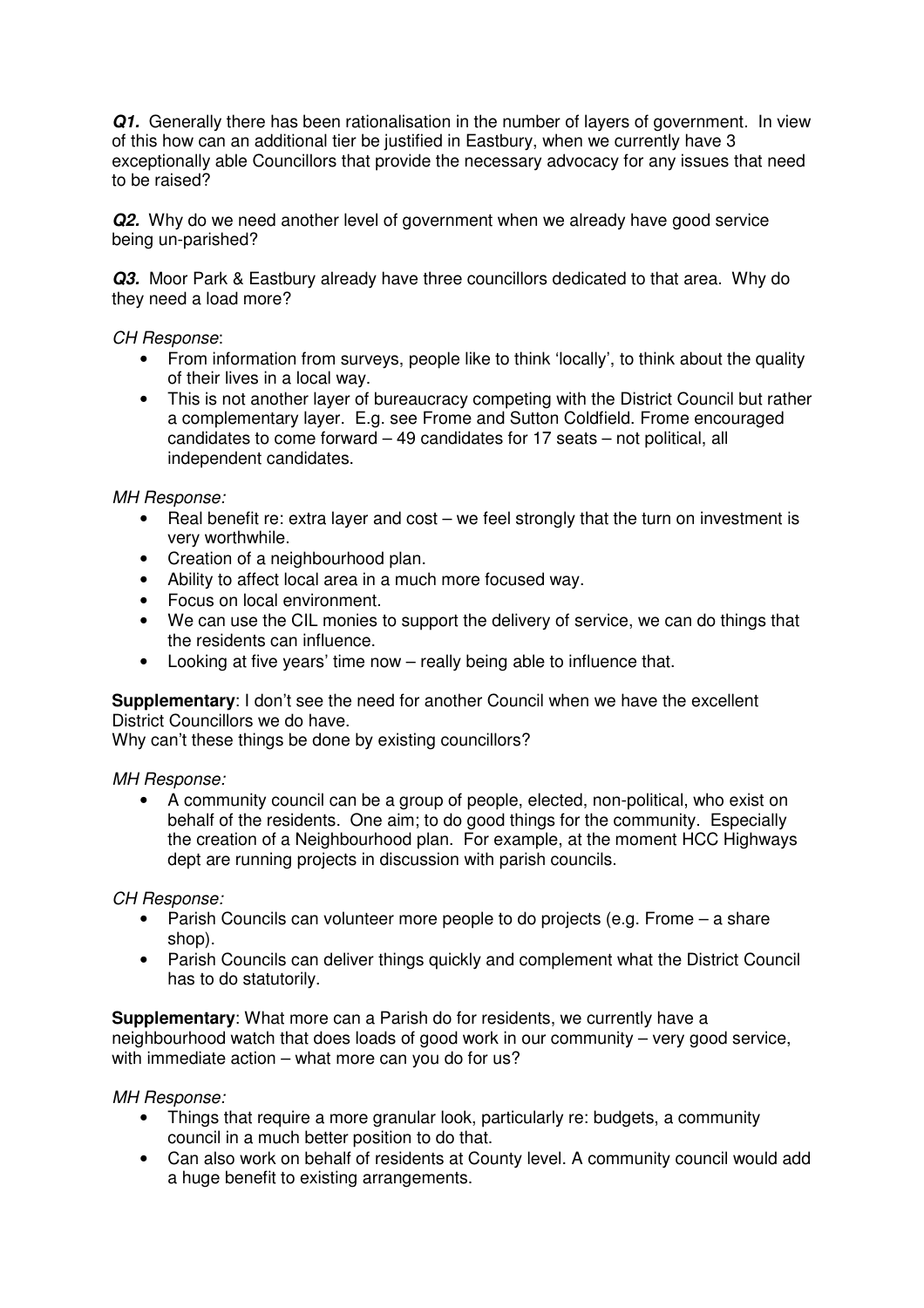***Q1.*** Generally there has been rationalisation in the number of layers of government. In view of this how can an additional tier be justified in Eastbury, when we currently have 3 exceptionally able Councillors that provide the necessary advocacy for any issues that need to be raised?

***Q2.*** Why do we need another level of government when we already have good service being un-parished?

***Q3.*** Moor Park & Eastbury already have three councillors dedicated to that area. Why do they need a load more?

*CH Response*:

- From information from surveys, people like to think 'locally', to think about the quality of their lives in a local way.
- This is not another layer of bureaucracy competing with the District Council but rather a complementary layer. E.g. see Frome and Sutton Coldfield. Frome encouraged candidates to come forward – 49 candidates for 17 seats – not political, all independent candidates.

*MH Response:*

- Real benefit re: extra layer and cost – we feel strongly that the turn on investment is very worthwhile.
- Creation of a neighbourhood plan.
- Ability to affect local area in a much more focused way.
- Focus on local environment.
- We can use the CIL monies to support the delivery of service, we can do things that the residents can influence.
- Looking at five years' time now – really being able to influence that.

**Supplementary**: I don't see the need for another Council when we have the excellent District Councillors we do have.
Why can't these things be done by existing councillors?

*MH Response:*

- A community council can be a group of people, elected, non-political, who exist on behalf of the residents. One aim; to do good things for the community. Especially the creation of a Neighbourhood plan. For example, at the moment HCC Highways dept are running projects in discussion with parish councils.

*CH Response:*

- Parish Councils can volunteer more people to do projects (e.g. Frome – a share shop).
- Parish Councils can deliver things quickly and complement what the District Council has to do statutorily.

**Supplementary**: What more can a Parish do for residents, we currently have a neighbourhood watch that does loads of good work in our community – very good service, with immediate action – what more can you do for us?

*MH Response:*

- Things that require a more granular look, particularly re: budgets, a community council in a much better position to do that.
- Can also work on behalf of residents at County level. A community council would add a huge benefit to existing arrangements.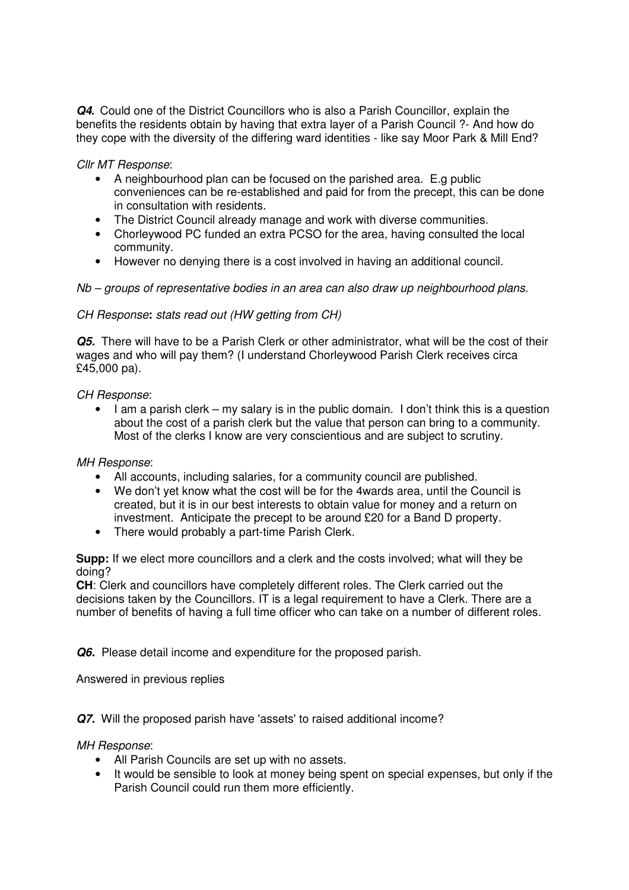***Q4.*** Could one of the District Councillors who is also a Parish Councillor, explain the benefits the residents obtain by having that extra layer of a Parish Council ?- And how do they cope with the diversity of the differing ward identities - like say Moor Park & Mill End?

*Cllr MT Response*:

- A neighbourhood plan can be focused on the parished area. E.g public conveniences can be re-established and paid for from the precept, this can be done in consultation with residents.
- The District Council already manage and work with diverse communities.
- Chorleywood PC funded an extra PCSO for the area, having consulted the local community.
- However no denying there is a cost involved in having an additional council.

*Nb – groups of representative bodies in an area can also draw up neighbourhood plans.*

*CH Response***:** *stats read out (HW getting from CH)*

***Q5.*** There will have to be a Parish Clerk or other administrator, what will be the cost of their wages and who will pay them? (I understand Chorleywood Parish Clerk receives circa £45,000 pa).

*CH Response*:

- I am a parish clerk – my salary is in the public domain. I don't think this is a question about the cost of a parish clerk but the value that person can bring to a community. Most of the clerks I know are very conscientious and are subject to scrutiny.

*MH Response*:

- All accounts, including salaries, for a community council are published.
- We don't yet know what the cost will be for the 4wards area, until the Council is created, but it is in our best interests to obtain value for money and a return on investment. Anticipate the precept to be around £20 for a Band D property.
- There would probably a part-time Parish Clerk.

**Supp:** If we elect more councillors and a clerk and the costs involved; what will they be doing?

**CH**: Clerk and councillors have completely different roles. The Clerk carried out the decisions taken by the Councillors. IT is a legal requirement to have a Clerk. There are a number of benefits of having a full time officer who can take on a number of different roles.

***Q6.*** Please detail income and expenditure for the proposed parish.

Answered in previous replies

***Q7.*** Will the proposed parish have 'assets' to raised additional income?

*MH Response*:

- All Parish Councils are set up with no assets.
- It would be sensible to look at money being spent on special expenses, but only if the Parish Council could run them more efficiently.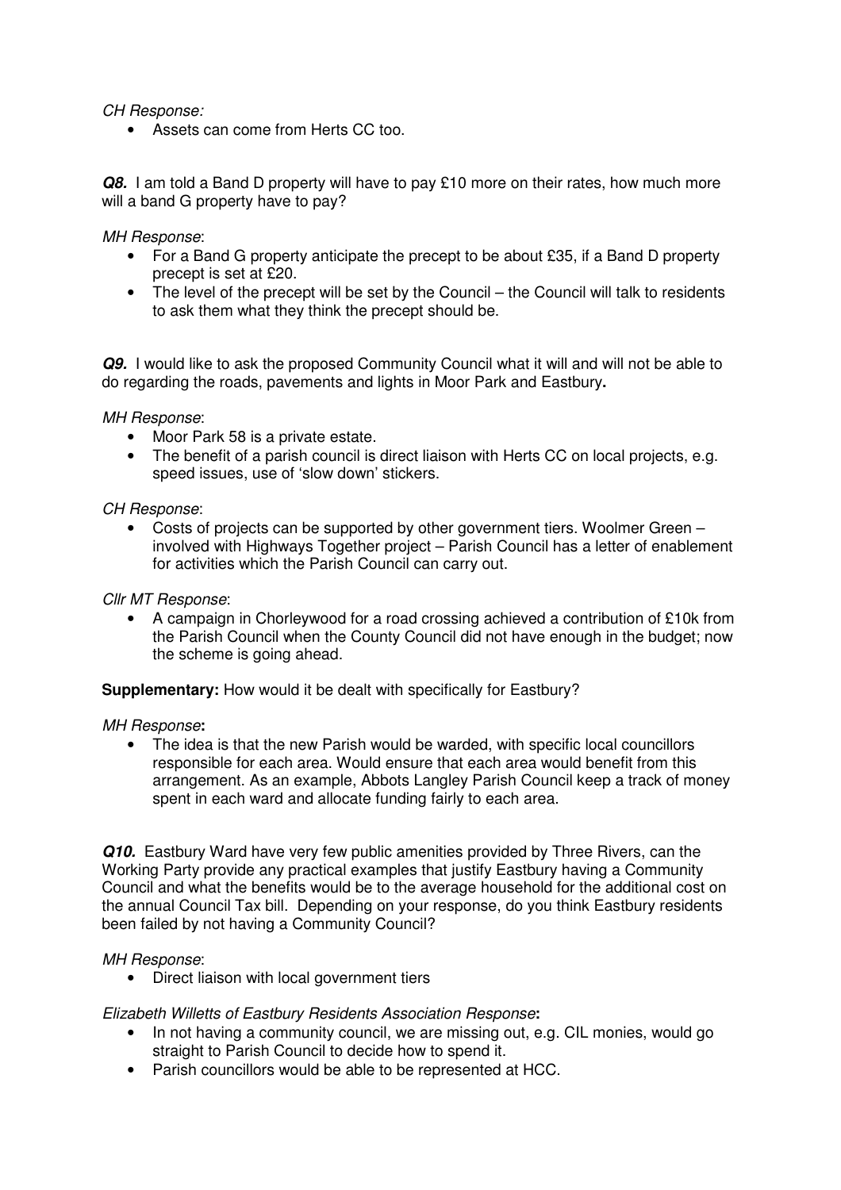*CH Response:*

- Assets can come from Herts CC too.

***Q8.*** I am told a Band D property will have to pay £10 more on their rates, how much more will a band G property have to pay?

*MH Response*:

- For a Band G property anticipate the precept to be about £35, if a Band D property precept is set at £20.
- The level of the precept will be set by the Council – the Council will talk to residents to ask them what they think the precept should be.

***Q9.*** I would like to ask the proposed Community Council what it will and will not be able to do regarding the roads, pavements and lights in Moor Park and Eastbury**.**

*MH Response*:

- Moor Park 58 is a private estate.
- The benefit of a parish council is direct liaison with Herts CC on local projects, e.g. speed issues, use of 'slow down' stickers.

*CH Response*:

- Costs of projects can be supported by other government tiers. Woolmer Green – involved with Highways Together project – Parish Council has a letter of enablement for activities which the Parish Council can carry out.

*Cllr MT Response*:

- A campaign in Chorleywood for a road crossing achieved a contribution of £10k from the Parish Council when the County Council did not have enough in the budget; now the scheme is going ahead.

**Supplementary:** How would it be dealt with specifically for Eastbury?

*MH Response***:**

- The idea is that the new Parish would be warded, with specific local councillors responsible for each area. Would ensure that each area would benefit from this arrangement. As an example, Abbots Langley Parish Council keep a track of money spent in each ward and allocate funding fairly to each area.

***Q10.*** Eastbury Ward have very few public amenities provided by Three Rivers, can the Working Party provide any practical examples that justify Eastbury having a Community Council and what the benefits would be to the average household for the additional cost on the annual Council Tax bill. Depending on your response, do you think Eastbury residents been failed by not having a Community Council?

*MH Response*:

- Direct liaison with local government tiers

*Elizabeth Willetts of Eastbury Residents Association Response***:**

- In not having a community council, we are missing out, e.g. CIL monies, would go straight to Parish Council to decide how to spend it.
- Parish councillors would be able to be represented at HCC.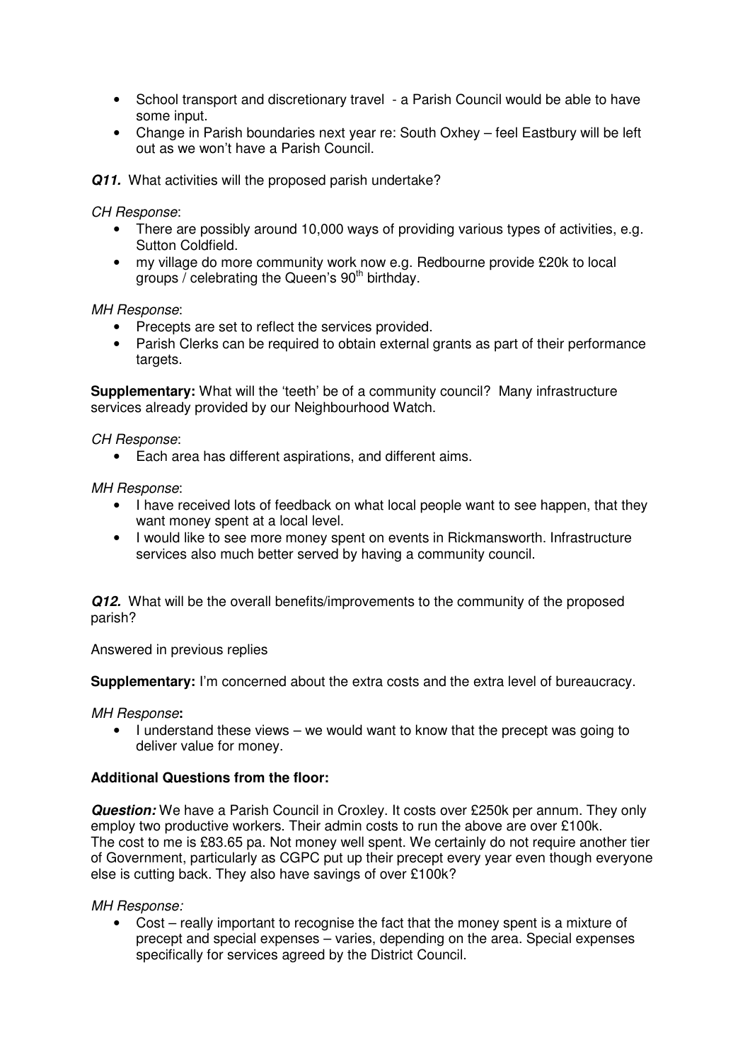- School transport and discretionary travel - a Parish Council would be able to have some input.
- Change in Parish boundaries next year re: South Oxhey – feel Eastbury will be left out as we won't have a Parish Council.

***Q11.*** What activities will the proposed parish undertake?

*CH Response*:

- There are possibly around 10,000 ways of providing various types of activities, e.g. Sutton Coldfield.
- my village do more community work now e.g. Redbourne provide £20k to local groups / celebrating the Queen's 90th birthday.

*MH Response*:

- Precepts are set to reflect the services provided.
- Parish Clerks can be required to obtain external grants as part of their performance targets.

**Supplementary:** What will the 'teeth' be of a community council? Many infrastructure services already provided by our Neighbourhood Watch.

*CH Response*:

- Each area has different aspirations, and different aims.

*MH Response*:

- I have received lots of feedback on what local people want to see happen, that they want money spent at a local level.
- I would like to see more money spent on events in Rickmansworth. Infrastructure services also much better served by having a community council.

***Q12.*** What will be the overall benefits/improvements to the community of the proposed parish?

Answered in previous replies

**Supplementary:** I'm concerned about the extra costs and the extra level of bureaucracy.

*MH Response***:**

- I understand these views – we would want to know that the precept was going to deliver value for money.

**Additional Questions from the floor:**

***Question:*** We have a Parish Council in Croxley. It costs over £250k per annum. They only employ two productive workers. Their admin costs to run the above are over £100k. The cost to me is £83.65 pa. Not money well spent. We certainly do not require another tier of Government, particularly as CGPC put up their precept every year even though everyone else is cutting back. They also have savings of over £100k?

*MH Response:*

- Cost – really important to recognise the fact that the money spent is a mixture of precept and special expenses – varies, depending on the area. Special expenses specifically for services agreed by the District Council.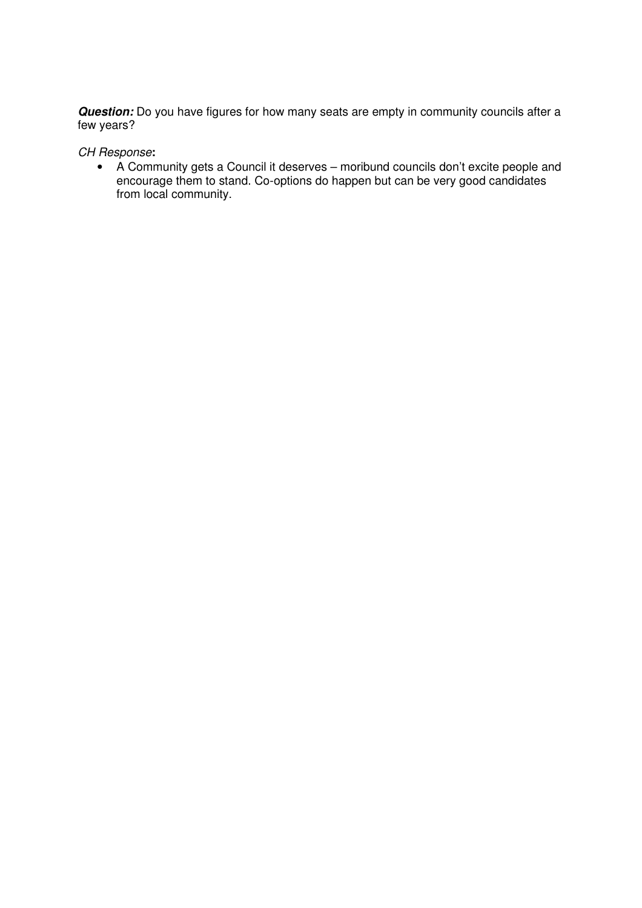***Question:*** Do you have figures for how many seats are empty in community councils after a few years?

*CH Response***:**

- A Community gets a Council it deserves – moribund councils don't excite people and encourage them to stand. Co-options do happen but can be very good candidates from local community.